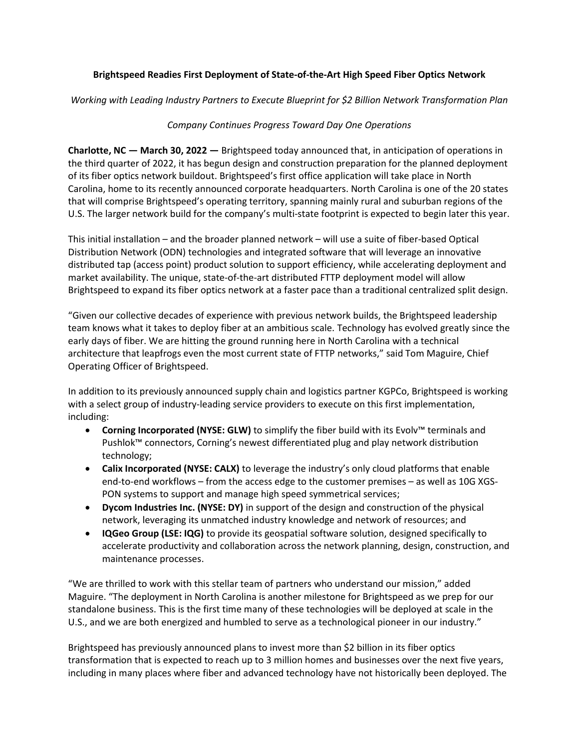**Brightspeed Readies First Deployment of State-of-the-Art High Speed Fiber Optics Network**

*Working with Leading Industry Partners to Execute Blueprint for $2 Billion Network Transformation Plan*

*Company Continues Progress Toward Day One Operations*

**Charlotte, NC — March 30, 2022 —** Brightspeed today announced that, in anticipation of operations in the third quarter of 2022, it has begun design and construction preparation for the planned deployment of its fiber optics network buildout. Brightspeed's first office application will take place in North Carolina, home to its recently announced corporate headquarters. North Carolina is one of the 20 states that will comprise Brightspeed's operating territory, spanning mainly rural and suburban regions of the U.S. The larger network build for the company's multi-state footprint is expected to begin later this year.

This initial installation – and the broader planned network – will use a suite of fiber-based Optical Distribution Network (ODN) technologies and integrated software that will leverage an innovative distributed tap (access point) product solution to support efficiency, while accelerating deployment and market availability. The unique, state-of-the-art distributed FTTP deployment model will allow Brightspeed to expand its fiber optics network at a faster pace than a traditional centralized split design.

"Given our collective decades of experience with previous network builds, the Brightspeed leadership team knows what it takes to deploy fiber at an ambitious scale. Technology has evolved greatly since the early days of fiber. We are hitting the ground running here in North Carolina with a technical architecture that leapfrogs even the most current state of FTTP networks," said Tom Maguire, Chief Operating Officer of Brightspeed.

In addition to its previously announced supply chain and logistics partner KGPCo, Brightspeed is working with a select group of industry-leading service providers to execute on this first implementation, including:

- **Corning Incorporated (NYSE: GLW)** to simplify the fiber build with its Evolv™ terminals and Pushlok™ connectors, Corning's newest differentiated plug and play network distribution technology;
- **Calix Incorporated (NYSE: CALX)** to leverage the industry's only cloud platforms that enable end-to-end workflows – from the access edge to the customer premises – as well as 10G XGS-PON systems to support and manage high speed symmetrical services;
- **Dycom Industries Inc. (NYSE: DY)** in support of the design and construction of the physical network, leveraging its unmatched industry knowledge and network of resources; and
- **IQGeo Group (LSE: IQG)** to provide its geospatial software solution, designed specifically to accelerate productivity and collaboration across the network planning, design, construction, and maintenance processes.

"We are thrilled to work with this stellar team of partners who understand our mission," added Maguire. "The deployment in North Carolina is another milestone for Brightspeed as we prep for our standalone business. This is the first time many of these technologies will be deployed at scale in the U.S., and we are both energized and humbled to serve as a technological pioneer in our industry."

Brightspeed has previously announced plans to invest more than $2 billion in its fiber optics transformation that is expected to reach up to 3 million homes and businesses over the next five years, including in many places where fiber and advanced technology have not historically been deployed. The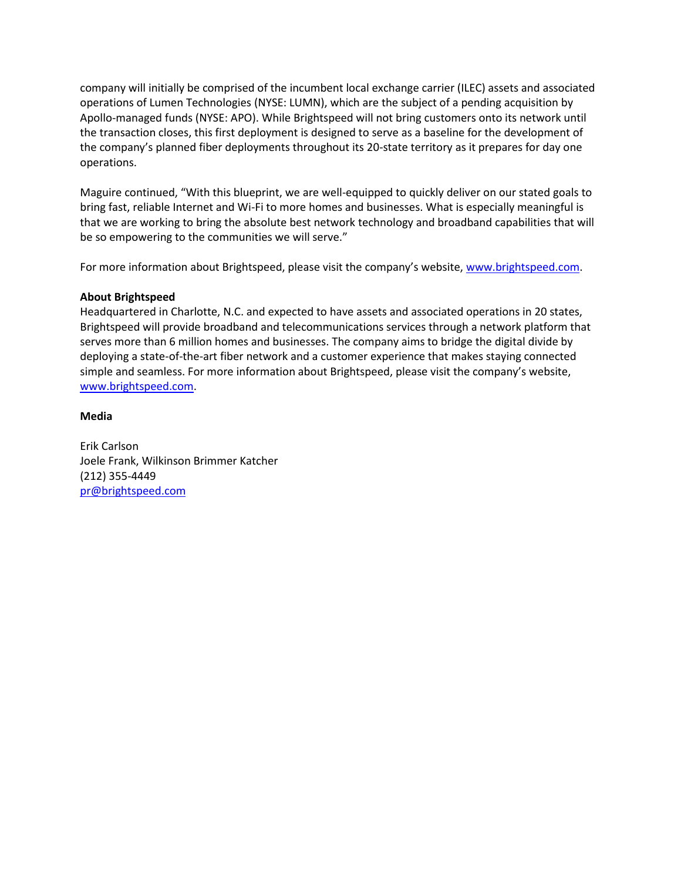company will initially be comprised of the incumbent local exchange carrier (ILEC) assets and associated operations of Lumen Technologies (NYSE: LUMN), which are the subject of a pending acquisition by Apollo-managed funds (NYSE: APO). While Brightspeed will not bring customers onto its network until the transaction closes, this first deployment is designed to serve as a baseline for the development of the company's planned fiber deployments throughout its 20-state territory as it prepares for day one operations.

Maguire continued, "With this blueprint, we are well-equipped to quickly deliver on our stated goals to bring fast, reliable Internet and Wi-Fi to more homes and businesses. What is especially meaningful is that we are working to bring the absolute best network technology and broadband capabilities that will be so empowering to the communities we will serve."

For more information about Brightspeed, please visit the company's website, [www.brightspeed.com](http://www.brightspeed.com).

**About Brightspeed**

Headquartered in Charlotte, N.C. and expected to have assets and associated operations in 20 states, Brightspeed will provide broadband and telecommunications services through a network platform that serves more than 6 million homes and businesses. The company aims to bridge the digital divide by deploying a state-of-the-art fiber network and a customer experience that makes staying connected simple and seamless. For more information about Brightspeed, please visit the company's website, [www.brightspeed.com](http://www.brightspeed.com).

**Media**

Erik Carlson
Joele Frank, Wilkinson Brimmer Katcher
(212) 355-4449
[pr@brightspeed.com](mailto:pr@brightspeed.com)